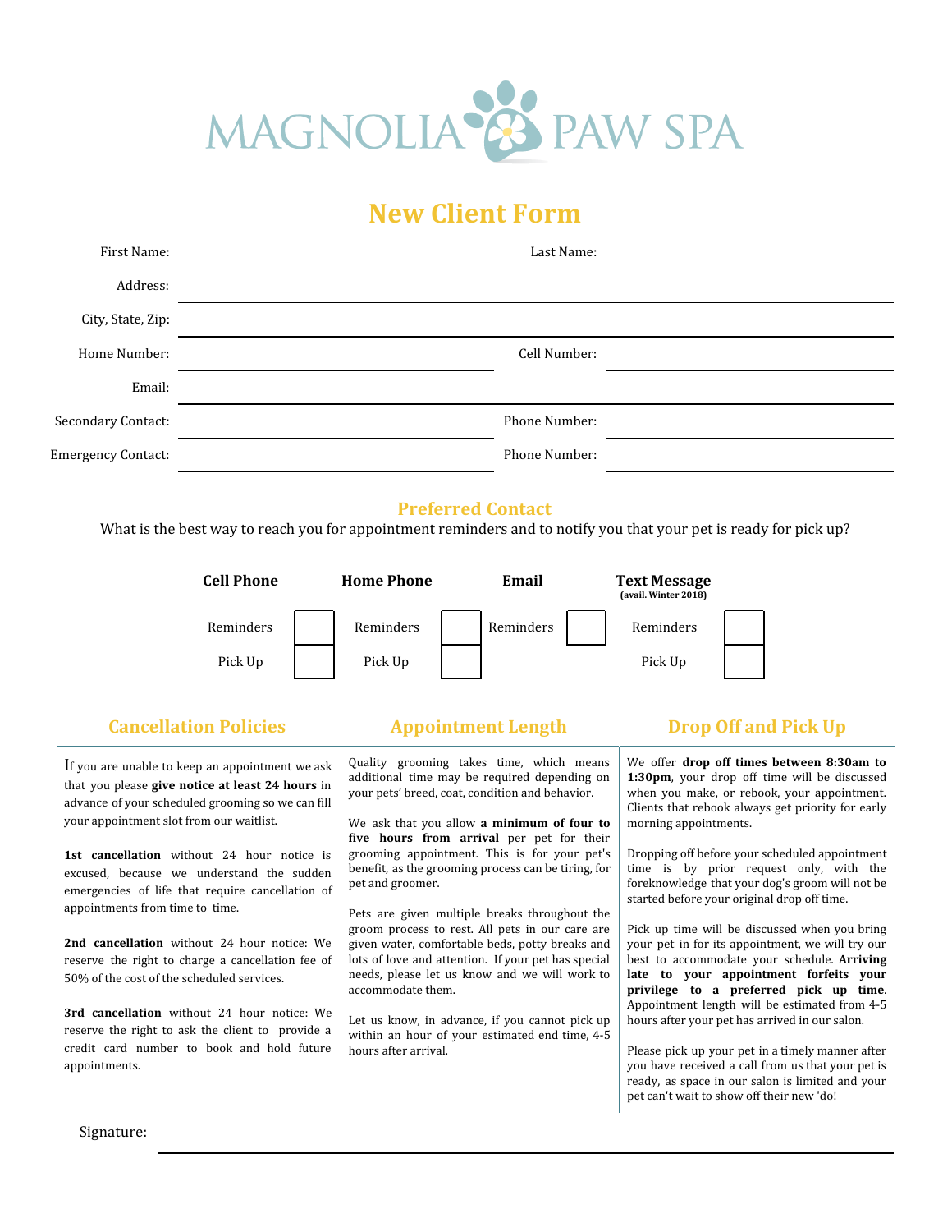# MAGNOLIA PAW SPA

## New Client Form

First Name: ______________________ Last Name: ______________________

Address: ______________________

City, State, Zip: ______________________

Home Number: ______________________ Cell Number: ______________________

Email: ______________________

Secondary Contact: ______________________ Phone Number: ______________________

Emergency Contact: ______________________ Phone Number: ______________________

### Preferred Contact

What is the best way to reach you for appointment reminders and to notify you that your pet is ready for pick up?

| Cell Phone | | Home Phone | | Email | | Text Message (avail. Winter 2018) | |
|---|---|---|---|---|---|---|---|
| Reminders | ☐ | Reminders | ☐ | Reminders | ☐ | Reminders | ☐ |
| Pick Up | ☐ | Pick Up | ☐ | | | Pick Up | ☐ |

### Cancellation Policies

If you are unable to keep an appointment we ask that you please **give notice at least 24 hours** in advance of your scheduled grooming so we can fill your appointment slot from our waitlist.

**1st cancellation** without 24 hour notice is excused, because we understand the sudden emergencies of life that require cancellation of appointments from time to time.

**2nd cancellation** without 24 hour notice: We reserve the right to charge a cancellation fee of 50% of the cost of the scheduled services.

**3rd cancellation** without 24 hour notice: We reserve the right to ask the client to provide a credit card number to book and hold future appointments.

### Appointment Length

Quality grooming takes time, which means additional time may be required depending on your pets' breed, coat, condition and behavior.

We ask that you allow **a minimum of four to five hours from arrival** per pet for their grooming appointment. This is for your pet's benefit, as the grooming process can be tiring, for pet and groomer.

Pets are given multiple breaks throughout the groom process to rest. All pets in our care are given water, comfortable beds, potty breaks and lots of love and attention. If your pet has special needs, please let us know and we will work to accommodate them.

Let us know, in advance, if you cannot pick up within an hour of your estimated end time, 4-5 hours after arrival.

### Drop Off and Pick Up

We offer **drop off times between 8:30am to 1:30pm**, your drop off time will be discussed when you make, or rebook, your appointment. Clients that rebook always get priority for early morning appointments.

Dropping off before your scheduled appointment time is by prior request only, with the foreknowledge that your dog's groom will not be started before your original drop off time.

Pick up time will be discussed when you bring your pet in for its appointment, we will try our best to accommodate your schedule. **Arriving late to your appointment forfeits your privilege to a preferred pick up time**. Appointment length will be estimated from 4-5 hours after your pet has arrived in our salon.

Please pick up your pet in a timely manner after you have received a call from us that your pet is ready, as space in our salon is limited and your pet can't wait to show off their new 'do!

Signature: ______________________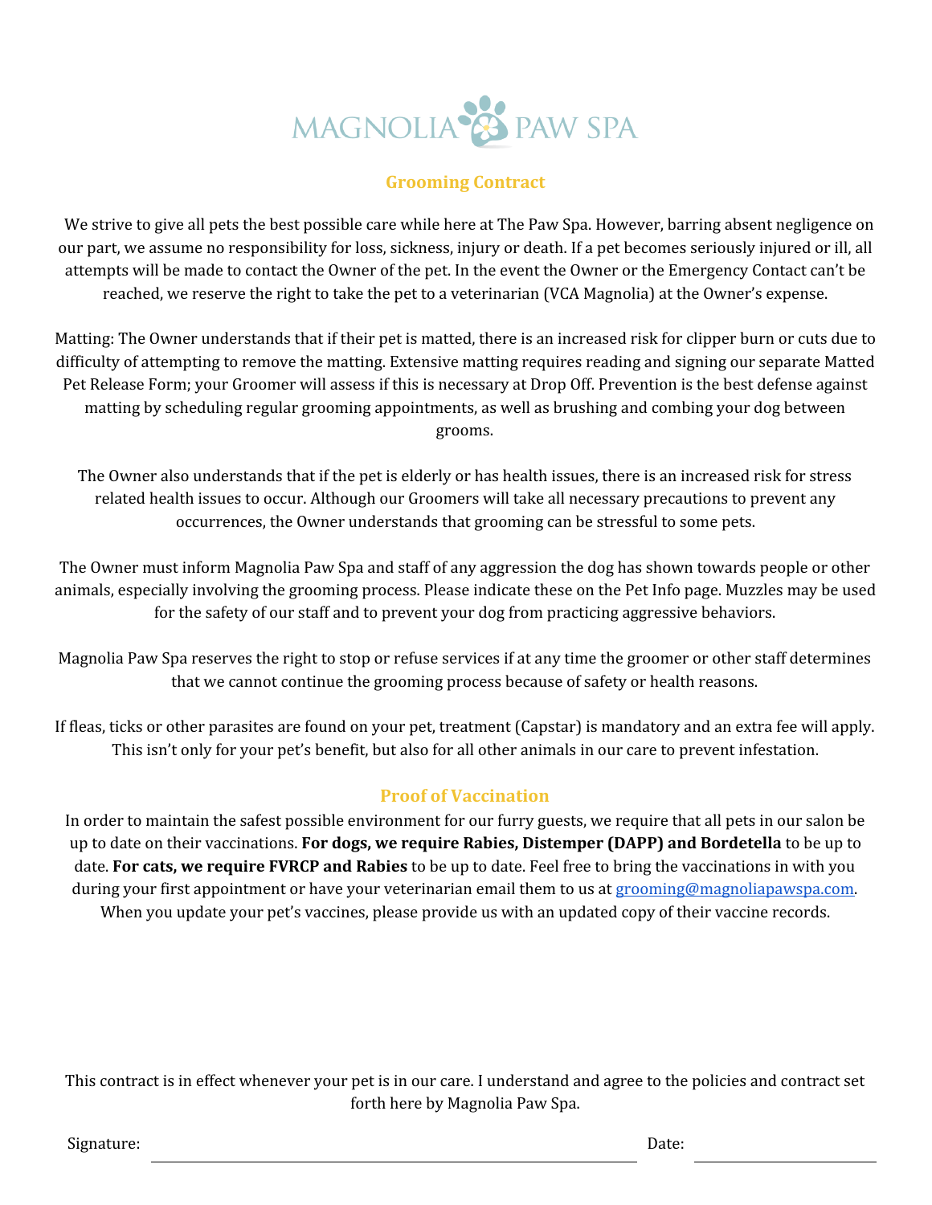MAGNOLIA PAW SPA

## Grooming Contract

We strive to give all pets the best possible care while here at The Paw Spa. However, barring absent negligence on our part, we assume no responsibility for loss, sickness, injury or death. If a pet becomes seriously injured or ill, all attempts will be made to contact the Owner of the pet. In the event the Owner or the Emergency Contact can't be reached, we reserve the right to take the pet to a veterinarian (VCA Magnolia) at the Owner's expense.

Matting: The Owner understands that if their pet is matted, there is an increased risk for clipper burn or cuts due to difficulty of attempting to remove the matting. Extensive matting requires reading and signing our separate Matted Pet Release Form; your Groomer will assess if this is necessary at Drop Off. Prevention is the best defense against matting by scheduling regular grooming appointments, as well as brushing and combing your dog between grooms.

The Owner also understands that if the pet is elderly or has health issues, there is an increased risk for stress related health issues to occur. Although our Groomers will take all necessary precautions to prevent any occurrences, the Owner understands that grooming can be stressful to some pets.

The Owner must inform Magnolia Paw Spa and staff of any aggression the dog has shown towards people or other animals, especially involving the grooming process. Please indicate these on the Pet Info page. Muzzles may be used for the safety of our staff and to prevent your dog from practicing aggressive behaviors.

Magnolia Paw Spa reserves the right to stop or refuse services if at any time the groomer or other staff determines that we cannot continue the grooming process because of safety or health reasons.

If fleas, ticks or other parasites are found on your pet, treatment (Capstar) is mandatory and an extra fee will apply. This isn't only for your pet's benefit, but also for all other animals in our care to prevent infestation.

## Proof of Vaccination

In order to maintain the safest possible environment for our furry guests, we require that all pets in our salon be up to date on their vaccinations. **For dogs, we require Rabies, Distemper (DAPP) and Bordetella** to be up to date. **For cats, we require FVRCP and Rabies** to be up to date. Feel free to bring the vaccinations in with you during your first appointment or have your veterinarian email them to us at grooming@magnoliapawspa.com. When you update your pet's vaccines, please provide us with an updated copy of their vaccine records.

This contract is in effect whenever your pet is in our care. I understand and agree to the policies and contract set forth here by Magnolia Paw Spa.

Signature: ______________________________ Date: ______________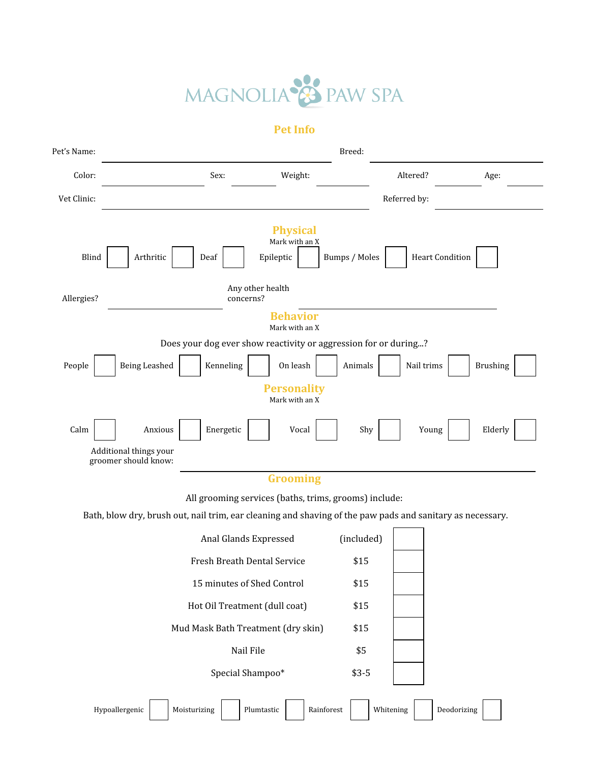# MAGNOLIA PAW SPA

## Pet Info

Pet's Name: ______________________ Breed: ______________________

Color: ______________ Sex: ________ Weight: ________ Altered? ________ Age: ________

Vet Clinic: ______________________ Referred by: ______________

## Physical

Mark with an X

Blind ☐ Arthritic ☐ Deaf ☐ Epileptic ☐ Bumps / Moles ☐ Heart Condition ☐

Allergies? ______________ Any other health concerns? ______________________

## Behavior

Mark with an X

Does your dog ever show reactivity or aggression for or during...?

People ☐ Being Leashed ☐ Kenneling ☐ On leash ☐ Animals ☐ Nail trims ☐ Brushing ☐

## Personality

Mark with an X

Calm ☐ Anxious ☐ Energetic ☐ Vocal ☐ Shy ☐ Young ☐ Elderly ☐

Additional things your groomer should know: ______________________

## Grooming

All grooming services (baths, trims, grooms) include:

Bath, blow dry, brush out, nail trim, ear cleaning and shaving of the paw pads and sanitary as necessary.

| | | |
|---|---|---|
| Anal Glands Expressed | (included) | ☐ |
| Fresh Breath Dental Service | $15 | ☐ |
| 15 minutes of Shed Control | $15 | ☐ |
| Hot Oil Treatment (dull coat) | $15 | ☐ |
| Mud Mask Bath Treatment (dry skin) | $15 | ☐ |
| Nail File | $5 | ☐ |
| Special Shampoo* | $3-5 | ☐ |

Hypoallergenic ☐ Moisturizing ☐ Plumtastic ☐ Rainforest ☐ Whitening ☐ Deodorizing ☐